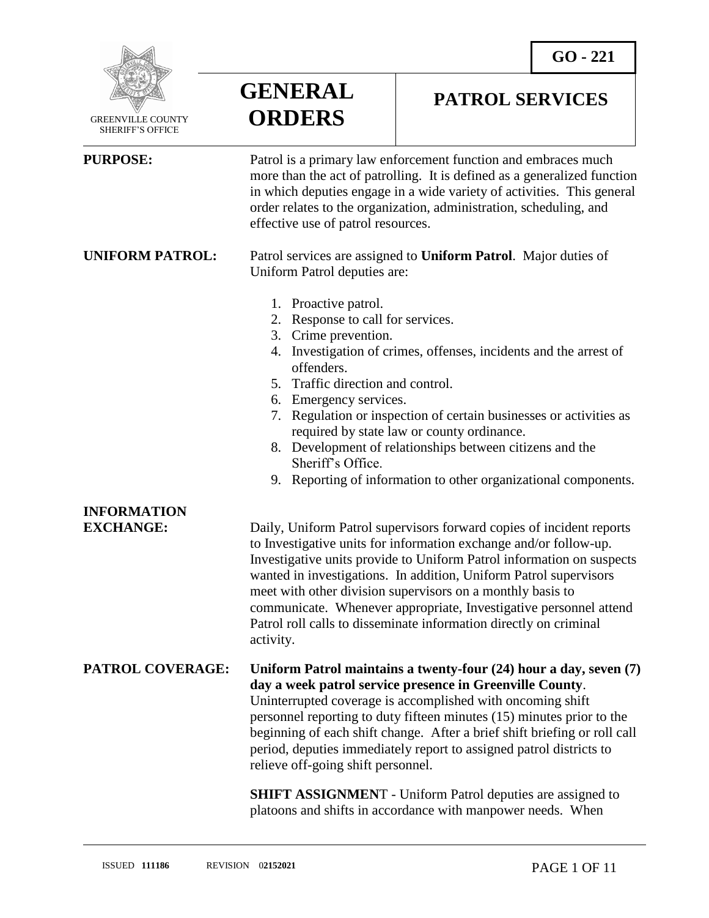GO - 221

GREENVILLE COUNTY SHERIFF'S OFFICE

# GENERAL ORDERS

# PATROL SERVICES

**PURPOSE:** Patrol is a primary law enforcement function and embraces much more than the act of patrolling. It is defined as a generalized function in which deputies engage in a wide variety of activities. This general order relates to the organization, administration, scheduling, and effective use of patrol resources.

**UNIFORM PATROL:** Patrol services are assigned to **Uniform Patrol**. Major duties of Uniform Patrol deputies are:

1. Proactive patrol.
2. Response to call for services.
3. Crime prevention.
4. Investigation of crimes, offenses, incidents and the arrest of offenders.
5. Traffic direction and control.
6. Emergency services.
7. Regulation or inspection of certain businesses or activities as required by state law or county ordinance.
8. Development of relationships between citizens and the Sheriff's Office.
9. Reporting of information to other organizational components.

**INFORMATION EXCHANGE:** Daily, Uniform Patrol supervisors forward copies of incident reports to Investigative units for information exchange and/or follow-up. Investigative units provide to Uniform Patrol information on suspects wanted in investigations. In addition, Uniform Patrol supervisors meet with other division supervisors on a monthly basis to communicate. Whenever appropriate, Investigative personnel attend Patrol roll calls to disseminate information directly on criminal activity.

**PATROL COVERAGE:** **Uniform Patrol maintains a twenty-four (24) hour a day, seven (7) day a week patrol service presence in Greenville County**. Uninterrupted coverage is accomplished with oncoming shift personnel reporting to duty fifteen minutes (15) minutes prior to the beginning of each shift change. After a brief shift briefing or roll call period, deputies immediately report to assigned patrol districts to relieve off-going shift personnel.

**SHIFT ASSIGNMEN**T - Uniform Patrol deputies are assigned to platoons and shifts in accordance with manpower needs. When

ISSUED **111186** REVISION 0**2152021**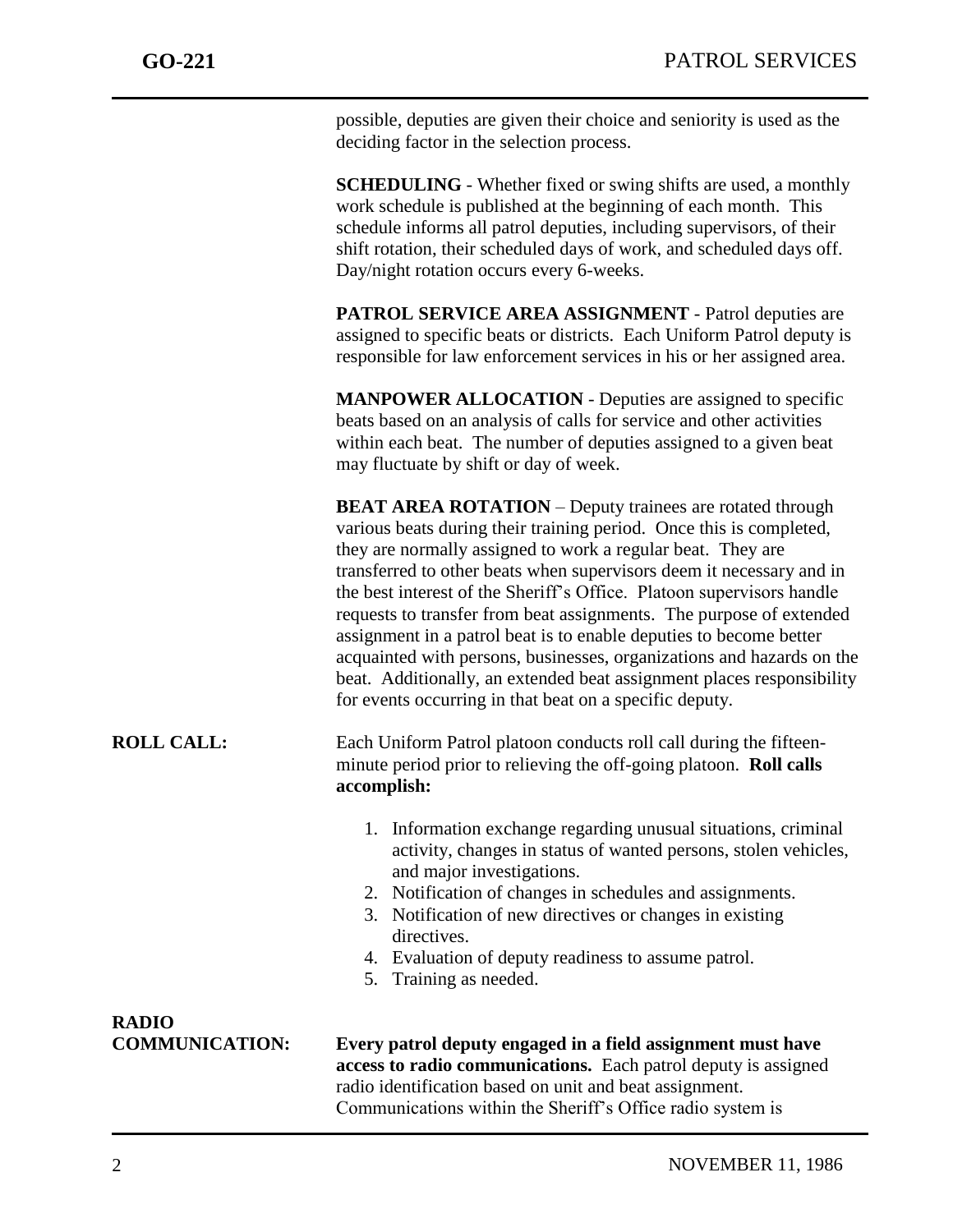possible, deputies are given their choice and seniority is used as the deciding factor in the selection process.

**SCHEDULING** - Whether fixed or swing shifts are used, a monthly work schedule is published at the beginning of each month. This schedule informs all patrol deputies, including supervisors, of their shift rotation, their scheduled days of work, and scheduled days off. Day/night rotation occurs every 6-weeks.

**PATROL SERVICE AREA ASSIGNMENT** - Patrol deputies are assigned to specific beats or districts. Each Uniform Patrol deputy is responsible for law enforcement services in his or her assigned area.

**MANPOWER ALLOCATION** - Deputies are assigned to specific beats based on an analysis of calls for service and other activities within each beat. The number of deputies assigned to a given beat may fluctuate by shift or day of week.

**BEAT AREA ROTATION** – Deputy trainees are rotated through various beats during their training period. Once this is completed, they are normally assigned to work a regular beat. They are transferred to other beats when supervisors deem it necessary and in the best interest of the Sheriff's Office. Platoon supervisors handle requests to transfer from beat assignments. The purpose of extended assignment in a patrol beat is to enable deputies to become better acquainted with persons, businesses, organizations and hazards on the beat. Additionally, an extended beat assignment places responsibility for events occurring in that beat on a specific deputy.

**ROLL CALL:**

Each Uniform Patrol platoon conducts roll call during the fifteen-minute period prior to relieving the off-going platoon. **Roll calls accomplish:**

1. Information exchange regarding unusual situations, criminal activity, changes in status of wanted persons, stolen vehicles, and major investigations.
2. Notification of changes in schedules and assignments.
3. Notification of new directives or changes in existing directives.
4. Evaluation of deputy readiness to assume patrol.
5. Training as needed.

**RADIO COMMUNICATION:**

**Every patrol deputy engaged in a field assignment must have access to radio communications.** Each patrol deputy is assigned radio identification based on unit and beat assignment. Communications within the Sheriff's Office radio system is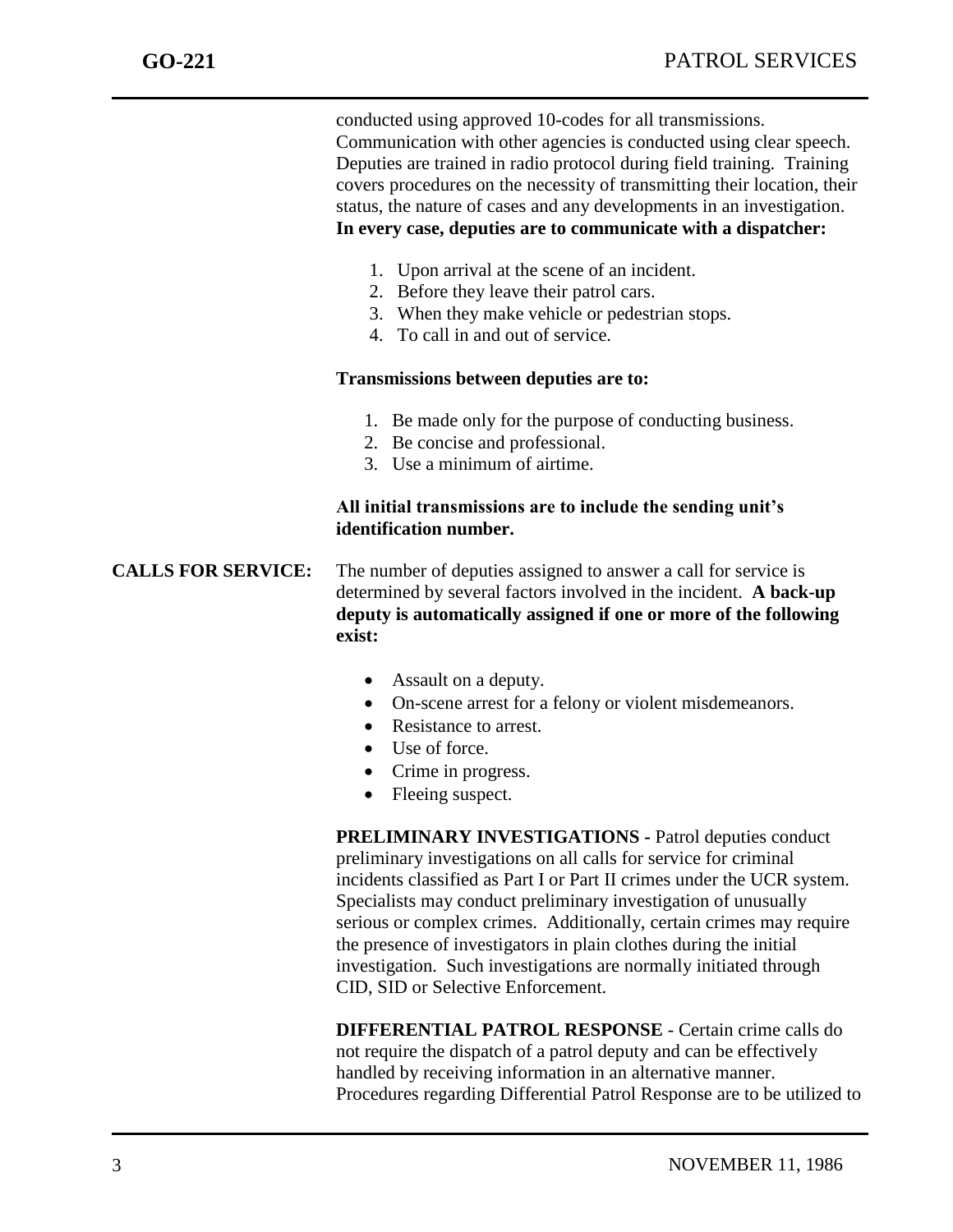conducted using approved 10-codes for all transmissions. Communication with other agencies is conducted using clear speech. Deputies are trained in radio protocol during field training. Training covers procedures on the necessity of transmitting their location, their status, the nature of cases and any developments in an investigation. **In every case, deputies are to communicate with a dispatcher:**

1. Upon arrival at the scene of an incident.
2. Before they leave their patrol cars.
3. When they make vehicle or pedestrian stops.
4. To call in and out of service.

**Transmissions between deputies are to:**

1. Be made only for the purpose of conducting business.
2. Be concise and professional.
3. Use a minimum of airtime.

**All initial transmissions are to include the sending unit's identification number.**

**CALLS FOR SERVICE:** The number of deputies assigned to answer a call for service is determined by several factors involved in the incident. **A back-up deputy is automatically assigned if one or more of the following exist:**

- Assault on a deputy.
- On-scene arrest for a felony or violent misdemeanors.
- Resistance to arrest.
- Use of force.
- Crime in progress.
- Fleeing suspect.

**PRELIMINARY INVESTIGATIONS -** Patrol deputies conduct preliminary investigations on all calls for service for criminal incidents classified as Part I or Part II crimes under the UCR system. Specialists may conduct preliminary investigation of unusually serious or complex crimes. Additionally, certain crimes may require the presence of investigators in plain clothes during the initial investigation. Such investigations are normally initiated through CID, SID or Selective Enforcement.

**DIFFERENTIAL PATROL RESPONSE** - Certain crime calls do not require the dispatch of a patrol deputy and can be effectively handled by receiving information in an alternative manner. Procedures regarding Differential Patrol Response are to be utilized to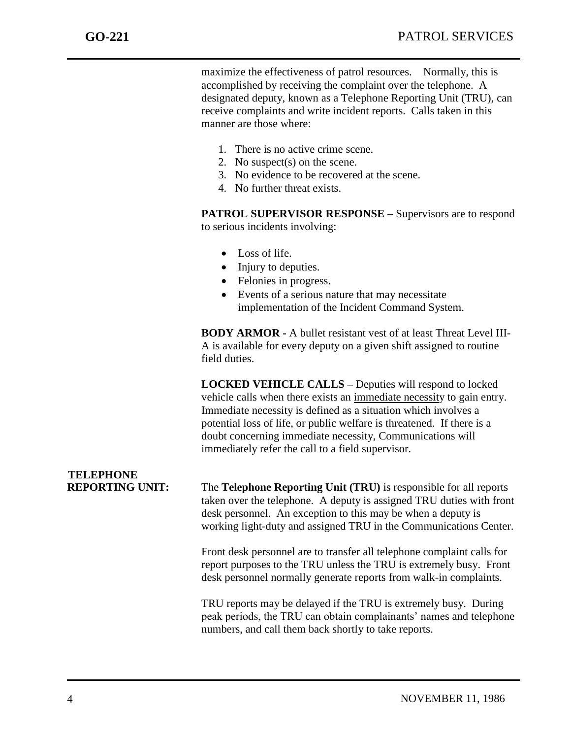maximize the effectiveness of patrol resources. Normally, this is accomplished by receiving the complaint over the telephone. A designated deputy, known as a Telephone Reporting Unit (TRU), can receive complaints and write incident reports. Calls taken in this manner are those where:

1. There is no active crime scene.
2. No suspect(s) on the scene.
3. No evidence to be recovered at the scene.
4. No further threat exists.

**PATROL SUPERVISOR RESPONSE –** Supervisors are to respond to serious incidents involving:

- Loss of life.
- Injury to deputies.
- Felonies in progress.
- Events of a serious nature that may necessitate implementation of the Incident Command System.

**BODY ARMOR -** A bullet resistant vest of at least Threat Level III-A is available for every deputy on a given shift assigned to routine field duties.

**LOCKED VEHICLE CALLS –** Deputies will respond to locked vehicle calls when there exists an immediate necessity to gain entry. Immediate necessity is defined as a situation which involves a potential loss of life, or public welfare is threatened. If there is a doubt concerning immediate necessity, Communications will immediately refer the call to a field supervisor.

## TELEPHONE REPORTING UNIT:

The **Telephone Reporting Unit (TRU)** is responsible for all reports taken over the telephone. A deputy is assigned TRU duties with front desk personnel. An exception to this may be when a deputy is working light-duty and assigned TRU in the Communications Center.

Front desk personnel are to transfer all telephone complaint calls for report purposes to the TRU unless the TRU is extremely busy. Front desk personnel normally generate reports from walk-in complaints.

TRU reports may be delayed if the TRU is extremely busy. During peak periods, the TRU can obtain complainants' names and telephone numbers, and call them back shortly to take reports.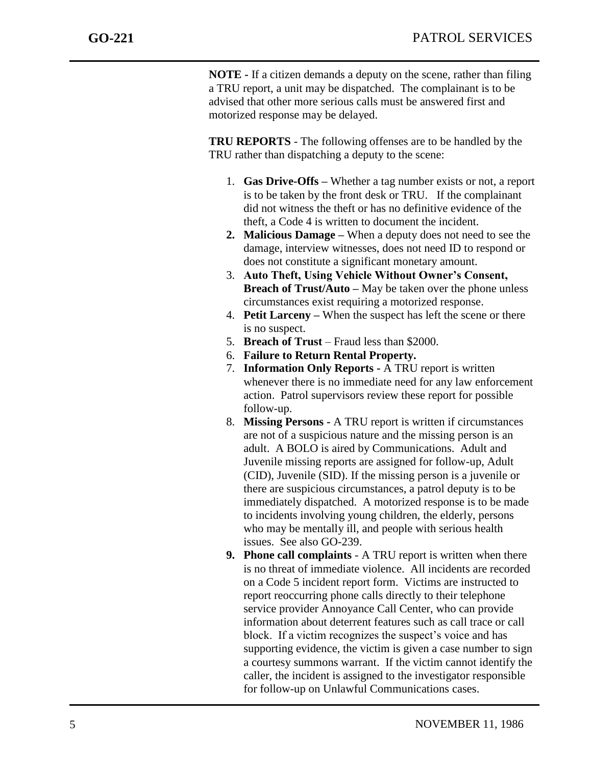**NOTE -** If a citizen demands a deputy on the scene, rather than filing a TRU report, a unit may be dispatched. The complainant is to be advised that other more serious calls must be answered first and motorized response may be delayed.

**TRU REPORTS** - The following offenses are to be handled by the TRU rather than dispatching a deputy to the scene:

1. **Gas Drive-Offs –** Whether a tag number exists or not, a report is to be taken by the front desk or TRU. If the complainant did not witness the theft or has no definitive evidence of the theft, a Code 4 is written to document the incident.
2. **Malicious Damage –** When a deputy does not need to see the damage, interview witnesses, does not need ID to respond or does not constitute a significant monetary amount.
3. **Auto Theft, Using Vehicle Without Owner's Consent, Breach of Trust/Auto –** May be taken over the phone unless circumstances exist requiring a motorized response.
4. **Petit Larceny –** When the suspect has left the scene or there is no suspect.
5. **Breach of Trust** – Fraud less than $2000.
6. **Failure to Return Rental Property.**
7. **Information Only Reports -** A TRU report is written whenever there is no immediate need for any law enforcement action. Patrol supervisors review these report for possible follow-up.
8. **Missing Persons -** A TRU report is written if circumstances are not of a suspicious nature and the missing person is an adult. A BOLO is aired by Communications. Adult and Juvenile missing reports are assigned for follow-up, Adult (CID), Juvenile (SID). If the missing person is a juvenile or there are suspicious circumstances, a patrol deputy is to be immediately dispatched. A motorized response is to be made to incidents involving young children, the elderly, persons who may be mentally ill, and people with serious health issues. See also GO-239.
9. **Phone call complaints** - A TRU report is written when there is no threat of immediate violence. All incidents are recorded on a Code 5 incident report form. Victims are instructed to report reoccurring phone calls directly to their telephone service provider Annoyance Call Center, who can provide information about deterrent features such as call trace or call block. If a victim recognizes the suspect's voice and has supporting evidence, the victim is given a case number to sign a courtesy summons warrant. If the victim cannot identify the caller, the incident is assigned to the investigator responsible for follow-up on Unlawful Communications cases.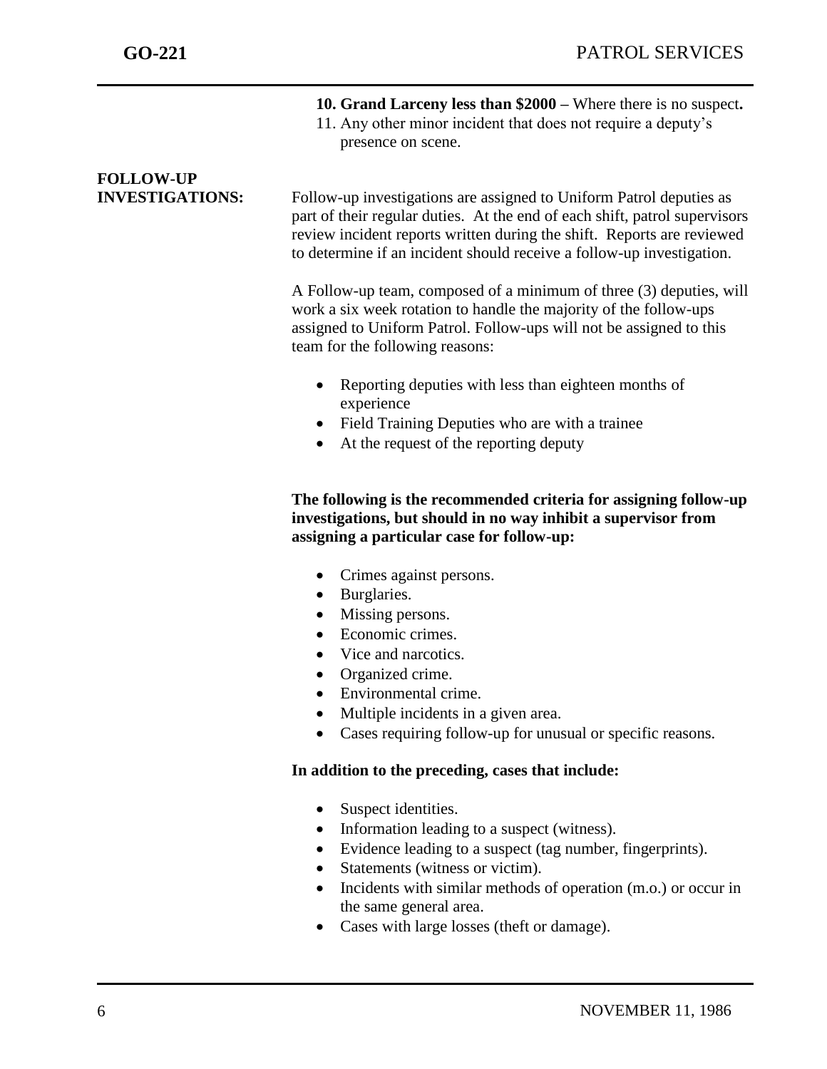10. **Grand Larceny less than $2000 –** Where there is no suspect**.**
11. Any other minor incident that does not require a deputy's presence on scene.

## FOLLOW-UP INVESTIGATIONS:

Follow-up investigations are assigned to Uniform Patrol deputies as part of their regular duties. At the end of each shift, patrol supervisors review incident reports written during the shift. Reports are reviewed to determine if an incident should receive a follow-up investigation.

A Follow-up team, composed of a minimum of three (3) deputies, will work a six week rotation to handle the majority of the follow-ups assigned to Uniform Patrol. Follow-ups will not be assigned to this team for the following reasons:

- Reporting deputies with less than eighteen months of experience
- Field Training Deputies who are with a trainee
- At the request of the reporting deputy

**The following is the recommended criteria for assigning follow-up investigations, but should in no way inhibit a supervisor from assigning a particular case for follow-up:**

- Crimes against persons.
- Burglaries.
- Missing persons.
- Economic crimes.
- Vice and narcotics.
- Organized crime.
- Environmental crime.
- Multiple incidents in a given area.
- Cases requiring follow-up for unusual or specific reasons.

**In addition to the preceding, cases that include:**

- Suspect identities.
- Information leading to a suspect (witness).
- Evidence leading to a suspect (tag number, fingerprints).
- Statements (witness or victim).
- Incidents with similar methods of operation (m.o.) or occur in the same general area.
- Cases with large losses (theft or damage).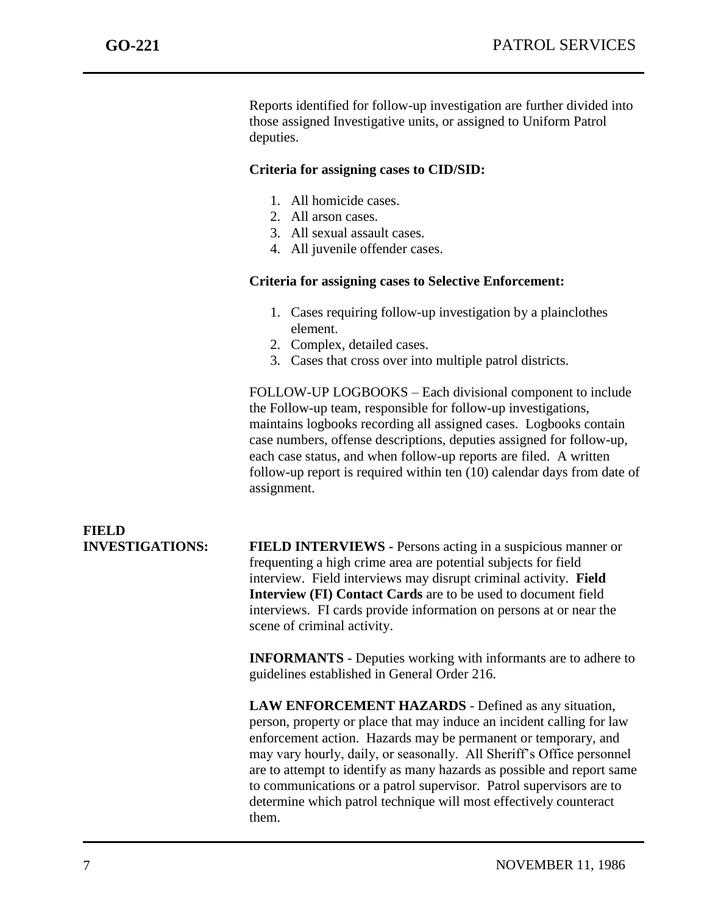Reports identified for follow-up investigation are further divided into those assigned Investigative units, or assigned to Uniform Patrol deputies.

**Criteria for assigning cases to CID/SID:**

1. All homicide cases.
2. All arson cases.
3. All sexual assault cases.
4. All juvenile offender cases.

**Criteria for assigning cases to Selective Enforcement:**

1. Cases requiring follow-up investigation by a plainclothes element.
2. Complex, detailed cases.
3. Cases that cross over into multiple patrol districts.

FOLLOW-UP LOGBOOKS – Each divisional component to include the Follow-up team, responsible for follow-up investigations, maintains logbooks recording all assigned cases. Logbooks contain case numbers, offense descriptions, deputies assigned for follow-up, each case status, and when follow-up reports are filed. A written follow-up report is required within ten (10) calendar days from date of assignment.

**FIELD INVESTIGATIONS:**

**FIELD INTERVIEWS** - Persons acting in a suspicious manner or frequenting a high crime area are potential subjects for field interview. Field interviews may disrupt criminal activity. **Field Interview (FI) Contact Cards** are to be used to document field interviews. FI cards provide information on persons at or near the scene of criminal activity.

**INFORMANTS** - Deputies working with informants are to adhere to guidelines established in General Order 216.

**LAW ENFORCEMENT HAZARDS** - Defined as any situation, person, property or place that may induce an incident calling for law enforcement action. Hazards may be permanent or temporary, and may vary hourly, daily, or seasonally. All Sheriff's Office personnel are to attempt to identify as many hazards as possible and report same to communications or a patrol supervisor. Patrol supervisors are to determine which patrol technique will most effectively counteract them.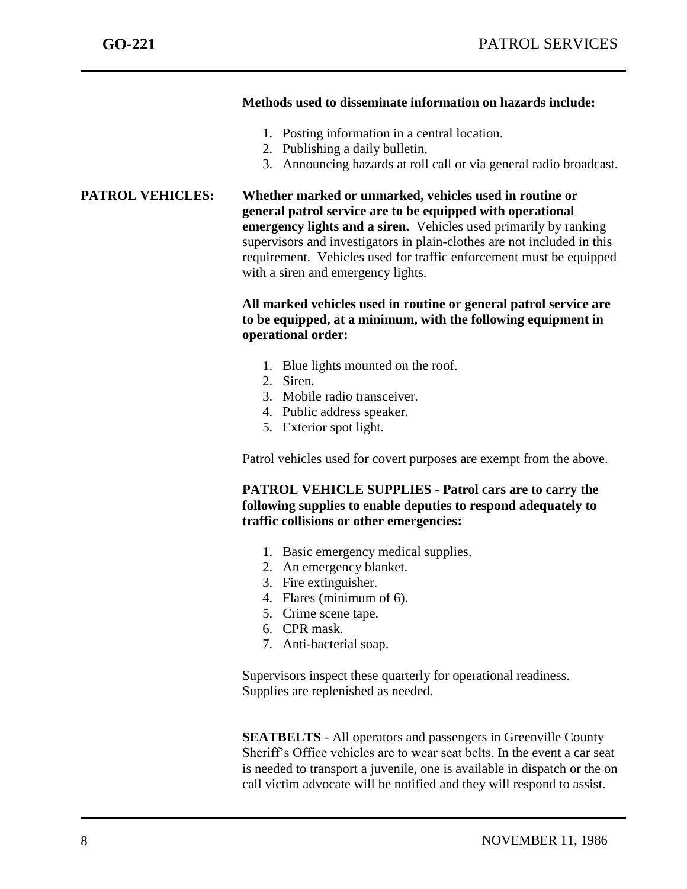**Methods used to disseminate information on hazards include:**

1. Posting information in a central location.
2. Publishing a daily bulletin.
3. Announcing hazards at roll call or via general radio broadcast.

**PATROL VEHICLES:** **Whether marked or unmarked, vehicles used in routine or general patrol service are to be equipped with operational emergency lights and a siren.** Vehicles used primarily by ranking supervisors and investigators in plain-clothes are not included in this requirement. Vehicles used for traffic enforcement must be equipped with a siren and emergency lights.

**All marked vehicles used in routine or general patrol service are to be equipped, at a minimum, with the following equipment in operational order:**

1. Blue lights mounted on the roof.
2. Siren.
3. Mobile radio transceiver.
4. Public address speaker.
5. Exterior spot light.

Patrol vehicles used for covert purposes are exempt from the above.

**PATROL VEHICLE SUPPLIES - Patrol cars are to carry the following supplies to enable deputies to respond adequately to traffic collisions or other emergencies:**

1. Basic emergency medical supplies.
2. An emergency blanket.
3. Fire extinguisher.
4. Flares (minimum of 6).
5. Crime scene tape.
6. CPR mask.
7. Anti-bacterial soap.

Supervisors inspect these quarterly for operational readiness. Supplies are replenished as needed.

**SEATBELTS** - All operators and passengers in Greenville County Sheriff's Office vehicles are to wear seat belts. In the event a car seat is needed to transport a juvenile, one is available in dispatch or the on call victim advocate will be notified and they will respond to assist.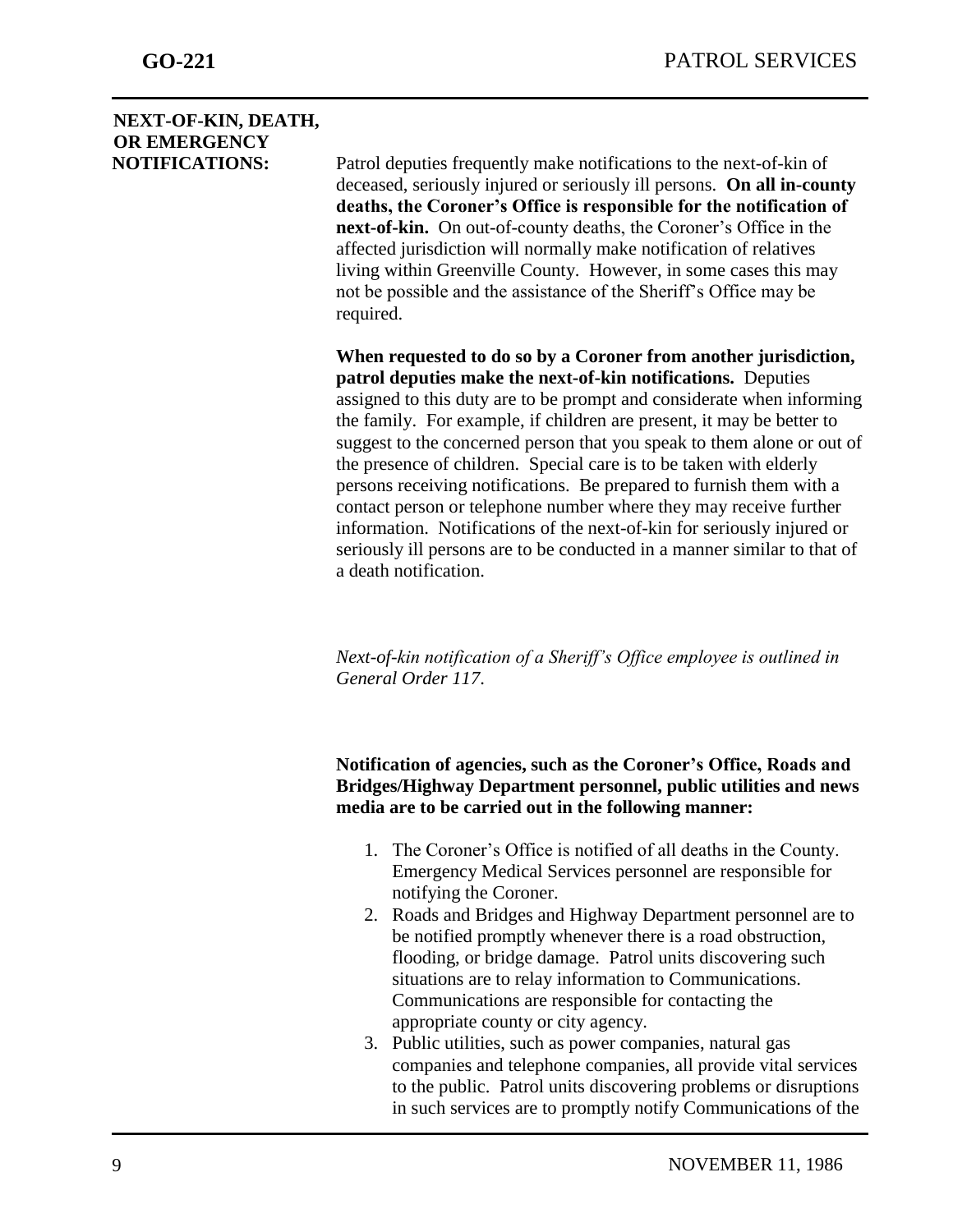## NEXT-OF-KIN, DEATH, OR EMERGENCY NOTIFICATIONS:

Patrol deputies frequently make notifications to the next-of-kin of deceased, seriously injured or seriously ill persons. **On all in-county deaths, the Coroner's Office is responsible for the notification of next-of-kin.** On out-of-county deaths, the Coroner's Office in the affected jurisdiction will normally make notification of relatives living within Greenville County. However, in some cases this may not be possible and the assistance of the Sheriff's Office may be required.

**When requested to do so by a Coroner from another jurisdiction, patrol deputies make the next-of-kin notifications.** Deputies assigned to this duty are to be prompt and considerate when informing the family. For example, if children are present, it may be better to suggest to the concerned person that you speak to them alone or out of the presence of children. Special care is to be taken with elderly persons receiving notifications. Be prepared to furnish them with a contact person or telephone number where they may receive further information. Notifications of the next-of-kin for seriously injured or seriously ill persons are to be conducted in a manner similar to that of a death notification.

*Next-of-kin notification of a Sheriff's Office employee is outlined in General Order 117.*

**Notification of agencies, such as the Coroner's Office, Roads and Bridges/Highway Department personnel, public utilities and news media are to be carried out in the following manner:**

1. The Coroner's Office is notified of all deaths in the County. Emergency Medical Services personnel are responsible for notifying the Coroner.
2. Roads and Bridges and Highway Department personnel are to be notified promptly whenever there is a road obstruction, flooding, or bridge damage. Patrol units discovering such situations are to relay information to Communications. Communications are responsible for contacting the appropriate county or city agency.
3. Public utilities, such as power companies, natural gas companies and telephone companies, all provide vital services to the public. Patrol units discovering problems or disruptions in such services are to promptly notify Communications of the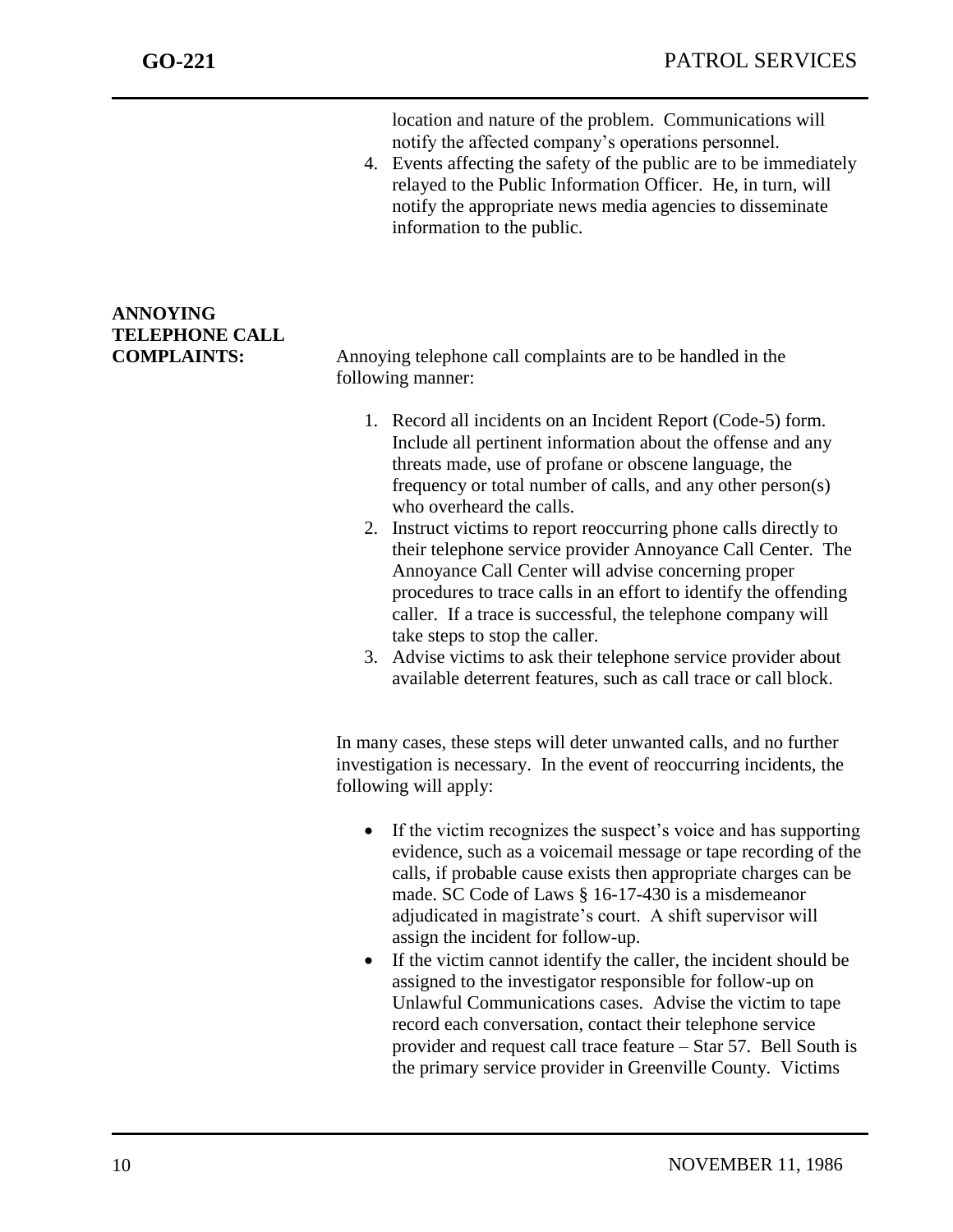location and nature of the problem. Communications will notify the affected company's operations personnel.

4. Events affecting the safety of the public are to be immediately relayed to the Public Information Officer. He, in turn, will notify the appropriate news media agencies to disseminate information to the public.

**ANNOYING TELEPHONE CALL COMPLAINTS:**

Annoying telephone call complaints are to be handled in the following manner:

1. Record all incidents on an Incident Report (Code-5) form. Include all pertinent information about the offense and any threats made, use of profane or obscene language, the frequency or total number of calls, and any other person(s) who overheard the calls.
2. Instruct victims to report reoccurring phone calls directly to their telephone service provider Annoyance Call Center. The Annoyance Call Center will advise concerning proper procedures to trace calls in an effort to identify the offending caller. If a trace is successful, the telephone company will take steps to stop the caller.
3. Advise victims to ask their telephone service provider about available deterrent features, such as call trace or call block.

In many cases, these steps will deter unwanted calls, and no further investigation is necessary. In the event of reoccurring incidents, the following will apply:

- If the victim recognizes the suspect's voice and has supporting evidence, such as a voicemail message or tape recording of the calls, if probable cause exists then appropriate charges can be made. SC Code of Laws § 16-17-430 is a misdemeanor adjudicated in magistrate's court. A shift supervisor will assign the incident for follow-up.
- If the victim cannot identify the caller, the incident should be assigned to the investigator responsible for follow-up on Unlawful Communications cases. Advise the victim to tape record each conversation, contact their telephone service provider and request call trace feature – Star 57. Bell South is the primary service provider in Greenville County. Victims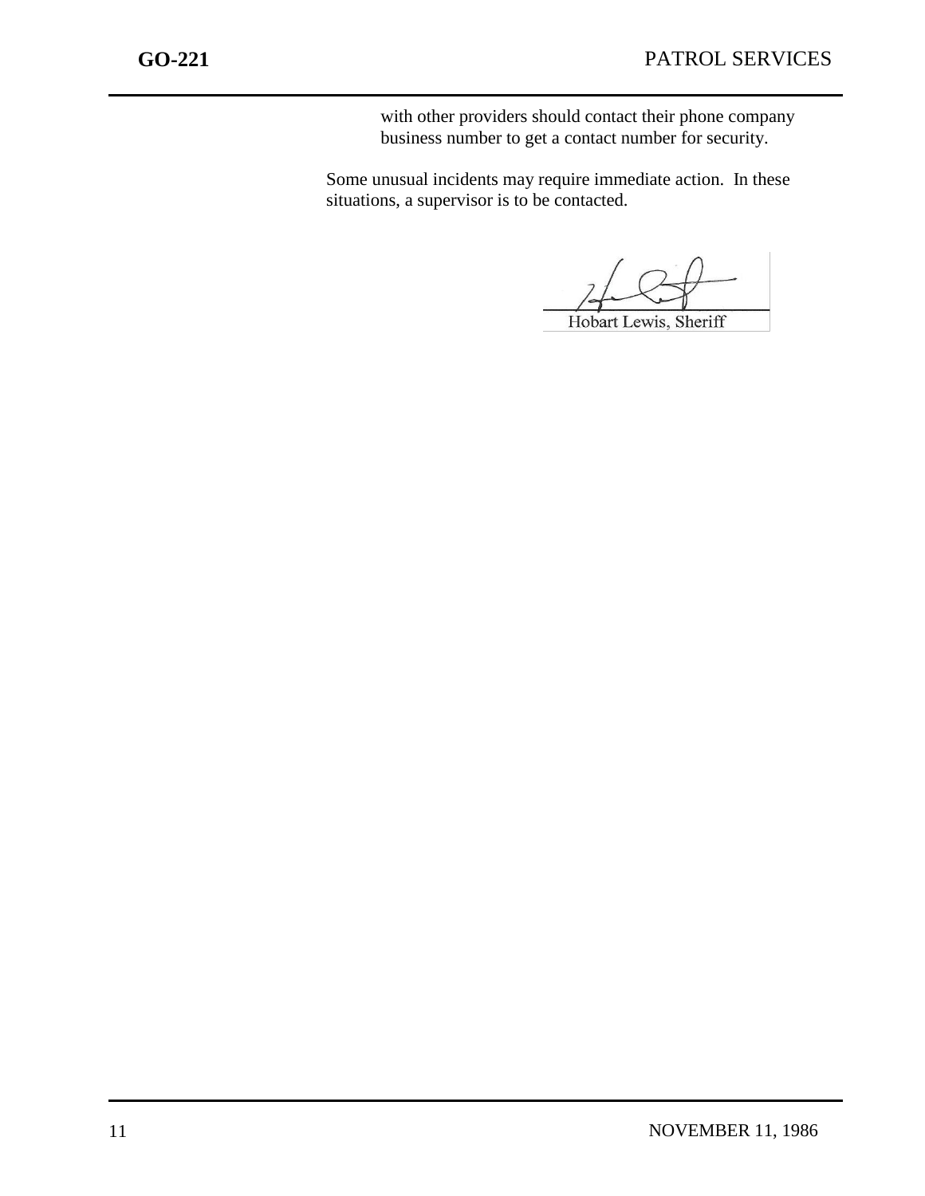with other providers should contact their phone company business number to get a contact number for security.

Some unusual incidents may require immediate action. In these situations, a supervisor is to be contacted.

Hobart Lewis, Sheriff